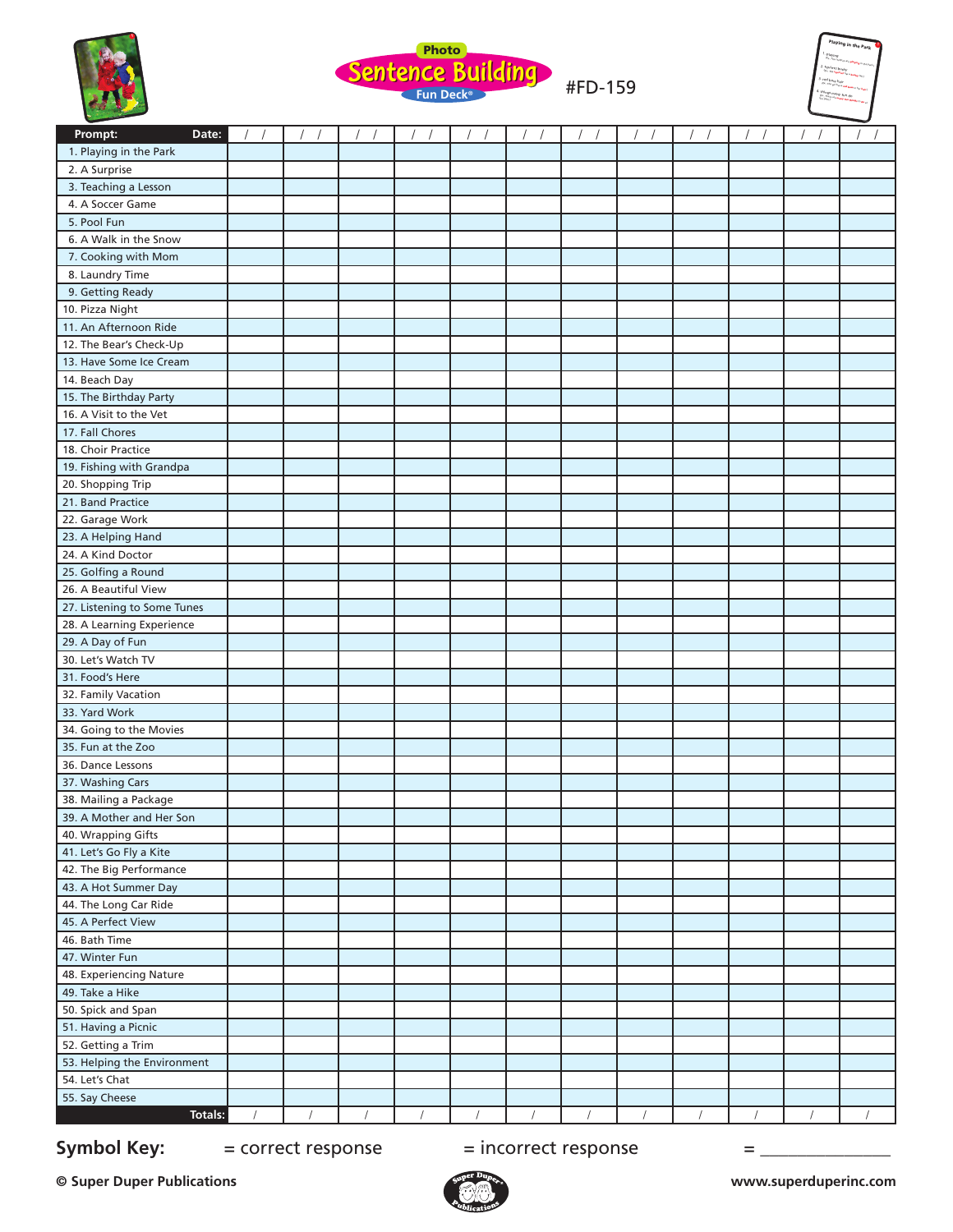# Photo Sentence Building Fun Deck®

#FD-159

| Prompt: | Date: / / | / / | / / | / / | / / | / / | / / | / / | / / | / / | / / | / / |
|---|---|---|---|---|---|---|---|---|---|---|---|---|
| 1. Playing in the Park | | | | | | | | | | | | |
| 2. A Surprise | | | | | | | | | | | | |
| 3. Teaching a Lesson | | | | | | | | | | | | |
| 4. A Soccer Game | | | | | | | | | | | | |
| 5. Pool Fun | | | | | | | | | | | | |
| 6. A Walk in the Snow | | | | | | | | | | | | |
| 7. Cooking with Mom | | | | | | | | | | | | |
| 8. Laundry Time | | | | | | | | | | | | |
| 9. Getting Ready | | | | | | | | | | | | |
| 10. Pizza Night | | | | | | | | | | | | |
| 11. An Afternoon Ride | | | | | | | | | | | | |
| 12. The Bear's Check-Up | | | | | | | | | | | | |
| 13. Have Some Ice Cream | | | | | | | | | | | | |
| 14. Beach Day | | | | | | | | | | | | |
| 15. The Birthday Party | | | | | | | | | | | | |
| 16. A Visit to the Vet | | | | | | | | | | | | |
| 17. Fall Chores | | | | | | | | | | | | |
| 18. Choir Practice | | | | | | | | | | | | |
| 19. Fishing with Grandpa | | | | | | | | | | | | |
| 20. Shopping Trip | | | | | | | | | | | | |
| 21. Band Practice | | | | | | | | | | | | |
| 22. Garage Work | | | | | | | | | | | | |
| 23. A Helping Hand | | | | | | | | | | | | |
| 24. A Kind Doctor | | | | | | | | | | | | |
| 25. Golfing a Round | | | | | | | | | | | | |
| 26. A Beautiful View | | | | | | | | | | | | |
| 27. Listening to Some Tunes | | | | | | | | | | | | |
| 28. A Learning Experience | | | | | | | | | | | | |
| 29. A Day of Fun | | | | | | | | | | | | |
| 30. Let's Watch TV | | | | | | | | | | | | |
| 31. Food's Here | | | | | | | | | | | | |
| 32. Family Vacation | | | | | | | | | | | | |
| 33. Yard Work | | | | | | | | | | | | |
| 34. Going to the Movies | | | | | | | | | | | | |
| 35. Fun at the Zoo | | | | | | | | | | | | |
| 36. Dance Lessons | | | | | | | | | | | | |
| 37. Washing Cars | | | | | | | | | | | | |
| 38. Mailing a Package | | | | | | | | | | | | |
| 39. A Mother and Her Son | | | | | | | | | | | | |
| 40. Wrapping Gifts | | | | | | | | | | | | |
| 41. Let's Go Fly a Kite | | | | | | | | | | | | |
| 42. The Big Performance | | | | | | | | | | | | |
| 43. A Hot Summer Day | | | | | | | | | | | | |
| 44. The Long Car Ride | | | | | | | | | | | | |
| 45. A Perfect View | | | | | | | | | | | | |
| 46. Bath Time | | | | | | | | | | | | |
| 47. Winter Fun | | | | | | | | | | | | |
| 48. Experiencing Nature | | | | | | | | | | | | |
| 49. Take a Hike | | | | | | | | | | | | |
| 50. Spick and Span | | | | | | | | | | | | |
| 51. Having a Picnic | | | | | | | | | | | | |
| 52. Getting a Trim | | | | | | | | | | | | |
| 53. Helping the Environment | | | | | | | | | | | | |
| 54. Let's Chat | | | | | | | | | | | | |
| 55. Say Cheese | | | | | | | | | | | | |
| Totals: | / | / | / | / | / | / | / | / | / | / | / | / |

**Symbol Key:** = correct response = incorrect response = _______________

**© Super Duper Publications** **www.superduperinc.com**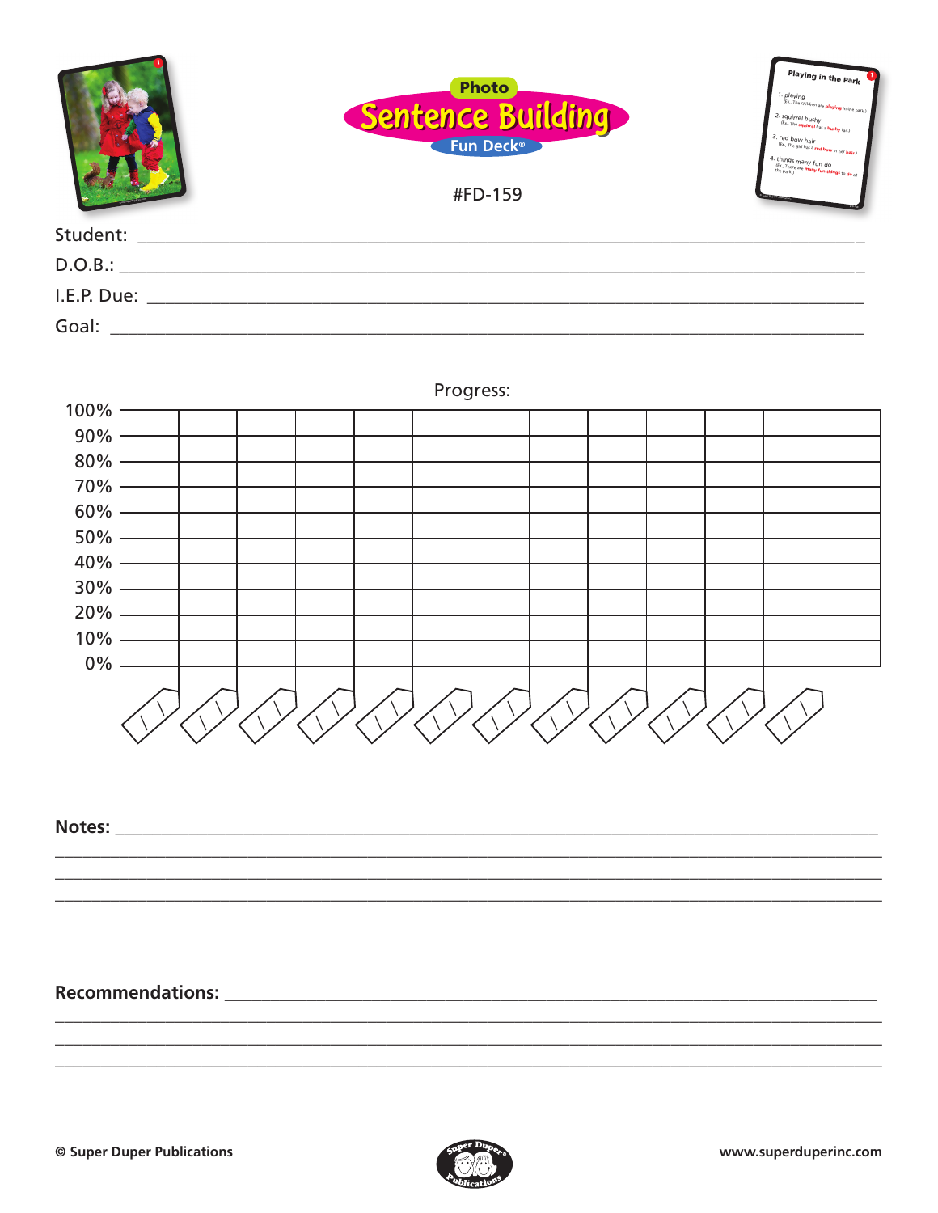Photo

# Sentence Building

Fun Deck®

#FD-159

Student: ___________________________________________

D.O.B.: ___________________________________________

I.E.P. Due: ___________________________________________

Goal: ___________________________________________

Progress:

100%
90%
80%
70%
60%
50%
40%
30%
20%
10%
0%

**Notes:** ___________________________________________

___________________________________________

___________________________________________

___________________________________________

**Recommendations:** ___________________________________________

___________________________________________

___________________________________________

___________________________________________

**© Super Duper Publications** **www.superduperinc.com**